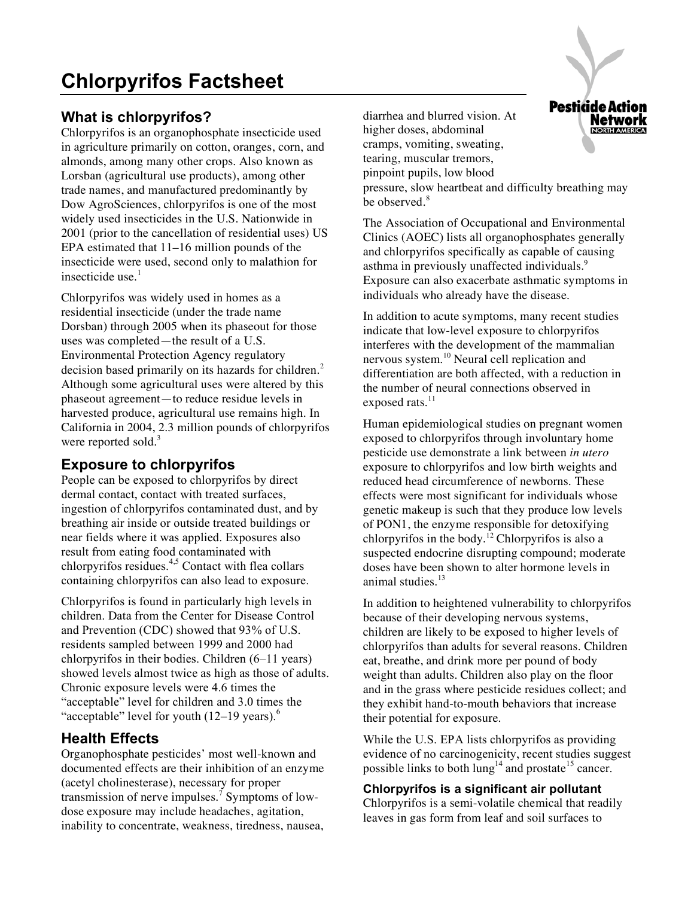# Chlorpyrifos Factsheet

## What is chlorpyrifos?

Chlorpyrifos is an organophosphate insecticide used in agriculture primarily on cotton, oranges, corn, and almonds, among many other crops. Also known as Lorsban (agricultural use products), among other trade names, and manufactured predominantly by Dow AgroSciences, chlorpyrifos is one of the most widely used insecticides in the U.S. Nationwide in 2001 (prior to the cancellation of residential uses) US EPA estimated that 11–16 million pounds of the insecticide were used, second only to malathion for insecticide use.[1]

Chlorpyrifos was widely used in homes as a residential insecticide (under the trade name Dorsban) through 2005 when its phaseout for those uses was completed—the result of a U.S. Environmental Protection Agency regulatory decision based primarily on its hazards for children.[2] Although some agricultural uses were altered by this phaseout agreement—to reduce residue levels in harvested produce, agricultural use remains high. In California in 2004, 2.3 million pounds of chlorpyrifos were reported sold.[3]

## Exposure to chlorpyrifos

People can be exposed to chlorpyrifos by direct dermal contact, contact with treated surfaces, ingestion of chlorpyrifos contaminated dust, and by breathing air inside or outside treated buildings or near fields where it was applied. Exposures also result from eating food contaminated with chlorpyrifos residues.[4,5] Contact with flea collars containing chlorpyrifos can also lead to exposure.

Chlorpyrifos is found in particularly high levels in children. Data from the Center for Disease Control and Prevention (CDC) showed that 93% of U.S. residents sampled between 1999 and 2000 had chlorpyrifos in their bodies. Children (6–11 years) showed levels almost twice as high as those of adults. Chronic exposure levels were 4.6 times the "acceptable" level for children and 3.0 times the "acceptable" level for youth (12–19 years).[6]

## Health Effects

Organophosphate pesticides' most well-known and documented effects are their inhibition of an enzyme (acetyl cholinesterase), necessary for proper transmission of nerve impulses.[7] Symptoms of low-dose exposure may include headaches, agitation, inability to concentrate, weakness, tiredness, nausea, diarrhea and blurred vision. At higher doses, abdominal cramps, vomiting, sweating, tearing, muscular tremors, pinpoint pupils, low blood pressure, slow heartbeat and difficulty breathing may be observed.[8]

The Association of Occupational and Environmental Clinics (AOEC) lists all organophosphates generally and chlorpyrifos specifically as capable of causing asthma in previously unaffected individuals.[9] Exposure can also exacerbate asthmatic symptoms in individuals who already have the disease.

In addition to acute symptoms, many recent studies indicate that low-level exposure to chlorpyrifos interferes with the development of the mammalian nervous system.[10] Neural cell replication and differentiation are both affected, with a reduction in the number of neural connections observed in exposed rats.[11]

Human epidemiological studies on pregnant women exposed to chlorpyrifos through involuntary home pesticide use demonstrate a link between *in utero* exposure to chlorpyrifos and low birth weights and reduced head circumference of newborns. These effects were most significant for individuals whose genetic makeup is such that they produce low levels of PON1, the enzyme responsible for detoxifying chlorpyrifos in the body.[12] Chlorpyrifos is also a suspected endocrine disrupting compound; moderate doses have been shown to alter hormone levels in animal studies.[13]

In addition to heightened vulnerability to chlorpyrifos because of their developing nervous systems, children are likely to be exposed to higher levels of chlorpyrifos than adults for several reasons. Children eat, breathe, and drink more per pound of body weight than adults. Children also play on the floor and in the grass where pesticide residues collect; and they exhibit hand-to-mouth behaviors that increase their potential for exposure.

While the U.S. EPA lists chlorpyrifos as providing evidence of no carcinogenicity, recent studies suggest possible links to both lung[14] and prostate[15] cancer.

### Chlorpyrifos is a significant air pollutant

Chlorpyrifos is a semi-volatile chemical that readily leaves in gas form from leaf and soil surfaces to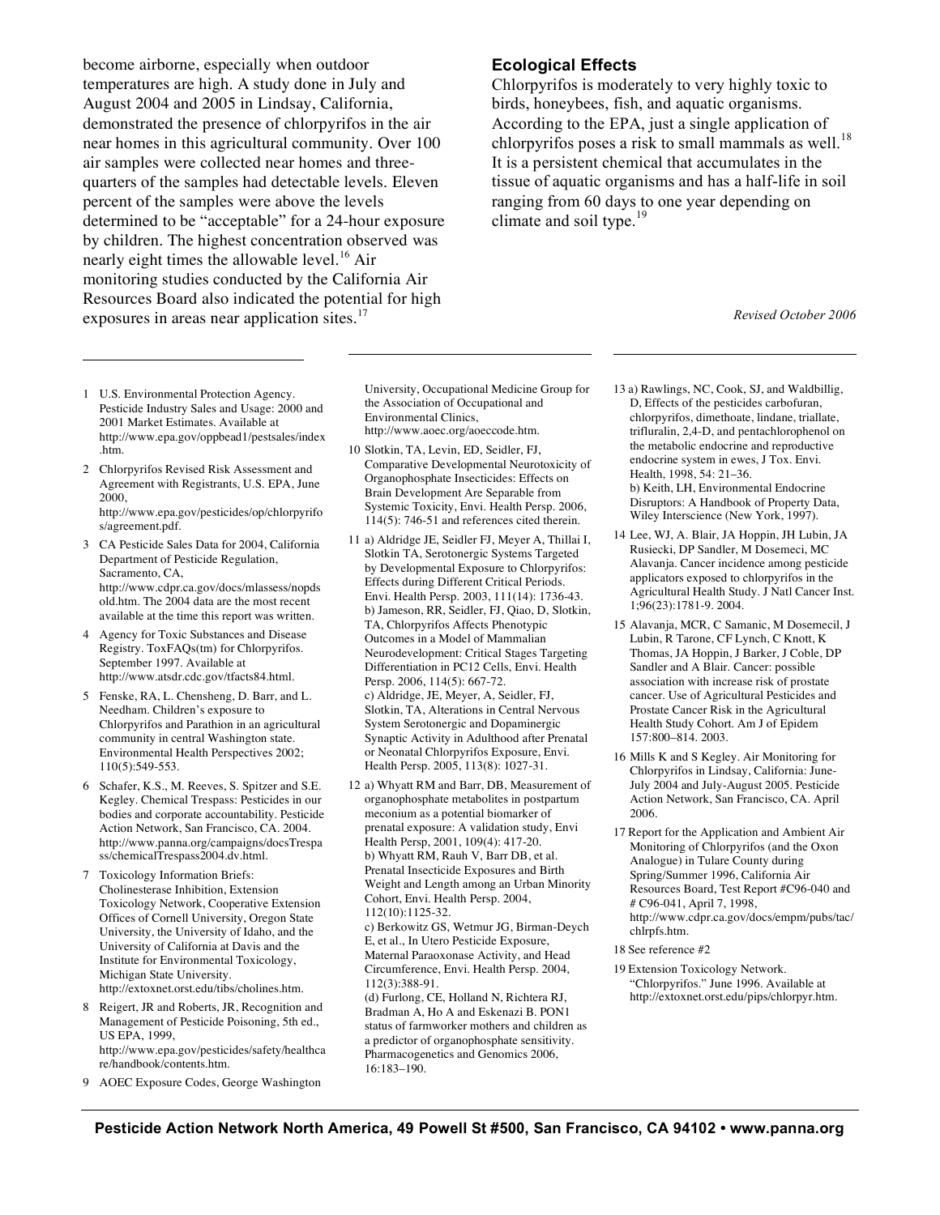become airborne, especially when outdoor temperatures are high. A study done in July and August 2004 and 2005 in Lindsay, California, demonstrated the presence of chlorpyrifos in the air near homes in this agricultural community. Over 100 air samples were collected near homes and three-quarters of the samples had detectable levels. Eleven percent of the samples were above the levels determined to be "acceptable" for a 24-hour exposure by children. The highest concentration observed was nearly eight times the allowable level.[16] Air monitoring studies conducted by the California Air Resources Board also indicated the potential for high exposures in areas near application sites.[17]

### Ecological Effects

Chlorpyrifos is moderately to very highly toxic to birds, honeybees, fish, and aquatic organisms. According to the EPA, just a single application of chlorpyrifos poses a risk to small mammals as well.[18] It is a persistent chemical that accumulates in the tissue of aquatic organisms and has a half-life in soil ranging from 60 days to one year depending on climate and soil type.[19]

*Revised October 2006*

---

1. U.S. Environmental Protection Agency. Pesticide Industry Sales and Usage: 2000 and 2001 Market Estimates. Available at http://www.epa.gov/oppbead1/pestsales/index.htm.
2. Chlorpyrifos Revised Risk Assessment and Agreement with Registrants, U.S. EPA, June 2000, http://www.epa.gov/pesticides/op/chlorpyrifos/agreement.pdf.
3. CA Pesticide Sales Data for 2004, California Department of Pesticide Regulation, Sacramento, CA, http://www.cdpr.ca.gov/docs/mlassess/nopdsold.htm. The 2004 data are the most recent available at the time this report was written.
4. Agency for Toxic Substances and Disease Registry. ToxFAQs(tm) for Chlorpyrifos. September 1997. Available at http://www.atsdr.cdc.gov/tfacts84.html.
5. Fenske, RA, L. Chensheng, D. Barr, and L. Needham. Children's exposure to Chlorpyrifos and Parathion in an agricultural community in central Washington state. Environmental Health Perspectives 2002; 110(5):549-553.
6. Schafer, K.S., M. Reeves, S. Spitzer and S.E. Kegley. Chemical Trespass: Pesticides in our bodies and corporate accountability. Pesticide Action Network, San Francisco, CA. 2004. http://www.panna.org/campaigns/docsTrespass/chemicalTrespass2004.dv.html.
7. Toxicology Information Briefs: Cholinesterase Inhibition, Extension Toxicology Network, Cooperative Extension Offices of Cornell University, Oregon State University, the University of Idaho, and the University of California at Davis and the Institute for Environmental Toxicology, Michigan State University. http://extoxnet.orst.edu/tibs/cholines.htm.
8. Reigert, JR and Roberts, JR, Recognition and Management of Pesticide Poisoning, 5th ed., US EPA, 1999, http://www.epa.gov/pesticides/safety/healthcare/handbook/contents.htm.
9. AOEC Exposure Codes, George Washington University, Occupational Medicine Group for the Association of Occupational and Environmental Clinics, http://www.aoec.org/aoeccode.htm.
10. Slotkin, TA, Levin, ED, Seidler, FJ, Comparative Developmental Neurotoxicity of Organophosphate Insecticides: Effects on Brain Development Are Separable from Systemic Toxicity, Envi. Health Persp. 2006, 114(5): 746-51 and references cited therein.
11. a) Aldridge JE, Seidler FJ, Meyer A, Thillai I, Slotkin TA, Serotonergic Systems Targeted by Developmental Exposure to Chlorpyrifos: Effects during Different Critical Periods. Envi. Health Persp. 2003, 111(14): 1736-43.
    b) Jameson, RR, Seidler, FJ, Qiao, D, Slotkin, TA, Chlorpyrifos Affects Phenotypic Outcomes in a Model of Mammalian Neurodevelopment: Critical Stages Targeting Differentiation in PC12 Cells, Envi. Health Persp. 2006, 114(5): 667-72.
    c) Aldridge, JE, Meyer, A, Seidler, FJ, Slotkin, TA, Alterations in Central Nervous System Serotonergic and Dopaminergic Synaptic Activity in Adulthood after Prenatal or Neonatal Chlorpyrifos Exposure, Envi. Health Persp. 2005, 113(8): 1027-31.
12. a) Whyatt RM and Barr, DB, Measurement of organophosphate metabolites in postpartum meconium as a potential biomarker of prenatal exposure: A validation study, Envi Health Persp, 2001, 109(4): 417-20.
    b) Whyatt RM, Rauh V, Barr DB, et al. Prenatal Insecticide Exposures and Birth Weight and Length among an Urban Minority Cohort, Envi. Health Persp. 2004, 112(10):1125-32.
    c) Berkowitz GS, Wetmur JG, Birman-Deych E, et al., In Utero Pesticide Exposure, Maternal Paraoxonase Activity, and Head Circumference, Envi. Health Persp. 2004, 112(3):388-91.
    (d) Furlong, CE, Holland N, Richtera RJ, Bradman A, Ho A and Eskenazi B. PON1 status of farmworker mothers and children as a predictor of organophosphate sensitivity. Pharmacogenetics and Genomics 2006, 16:183–190.
13. a) Rawlings, NC, Cook, SJ, and Waldbillig, D, Effects of the pesticides carbofuran, chlorpyrifos, dimethoate, lindane, triallate, trifluralin, 2,4-D, and pentachlorophenol on the metabolic endocrine and reproductive endocrine system in ewes, J Tox. Envi. Health, 1998, 54: 21–36.
    b) Keith, LH, Environmental Endocrine Disruptors: A Handbook of Property Data, Wiley Interscience (New York, 1997).
14. Lee, WJ, A. Blair, JA Hoppin, JH Lubin, JA Rusiecki, DP Sandler, M Dosemeci, MC Alavanja. Cancer incidence among pesticide applicators exposed to chlorpyrifos in the Agricultural Health Study. J Natl Cancer Inst. 1;96(23):1781-9. 2004.
15. Alavanja, MCR, C Samanic, M Dosemecil, J Lubin, R Tarone, CF Lynch, C Knott, K Thomas, JA Hoppin, J Barker, J Coble, DP Sandler and A Blair. Cancer: possible association with increase risk of prostate cancer. Use of Agricultural Pesticides and Prostate Cancer Risk in the Agricultural Health Study Cohort. Am J of Epidem 157:800–814. 2003.
16. Mills K and S Kegley. Air Monitoring for Chlorpyrifos in Lindsay, California: June-July 2004 and July-August 2005. Pesticide Action Network, San Francisco, CA. April 2006.
17. Report for the Application and Ambient Air Monitoring of Chlorpyrifos (and the Oxon Analogue) in Tulare County during Spring/Summer 1996, California Air Resources Board, Test Report #C96-040 and # C96-041, April 7, 1998, http://www.cdpr.ca.gov/docs/empm/pubs/tac/chlrpfs.htm.
18. See reference #2
19. Extension Toxicology Network. "Chlorpyrifos." June 1996. Available at http://extoxnet.orst.edu/pips/chlorpyr.htm.

**Pesticide Action Network North America, 49 Powell St #500, San Francisco, CA 94102 • www.panna.org**